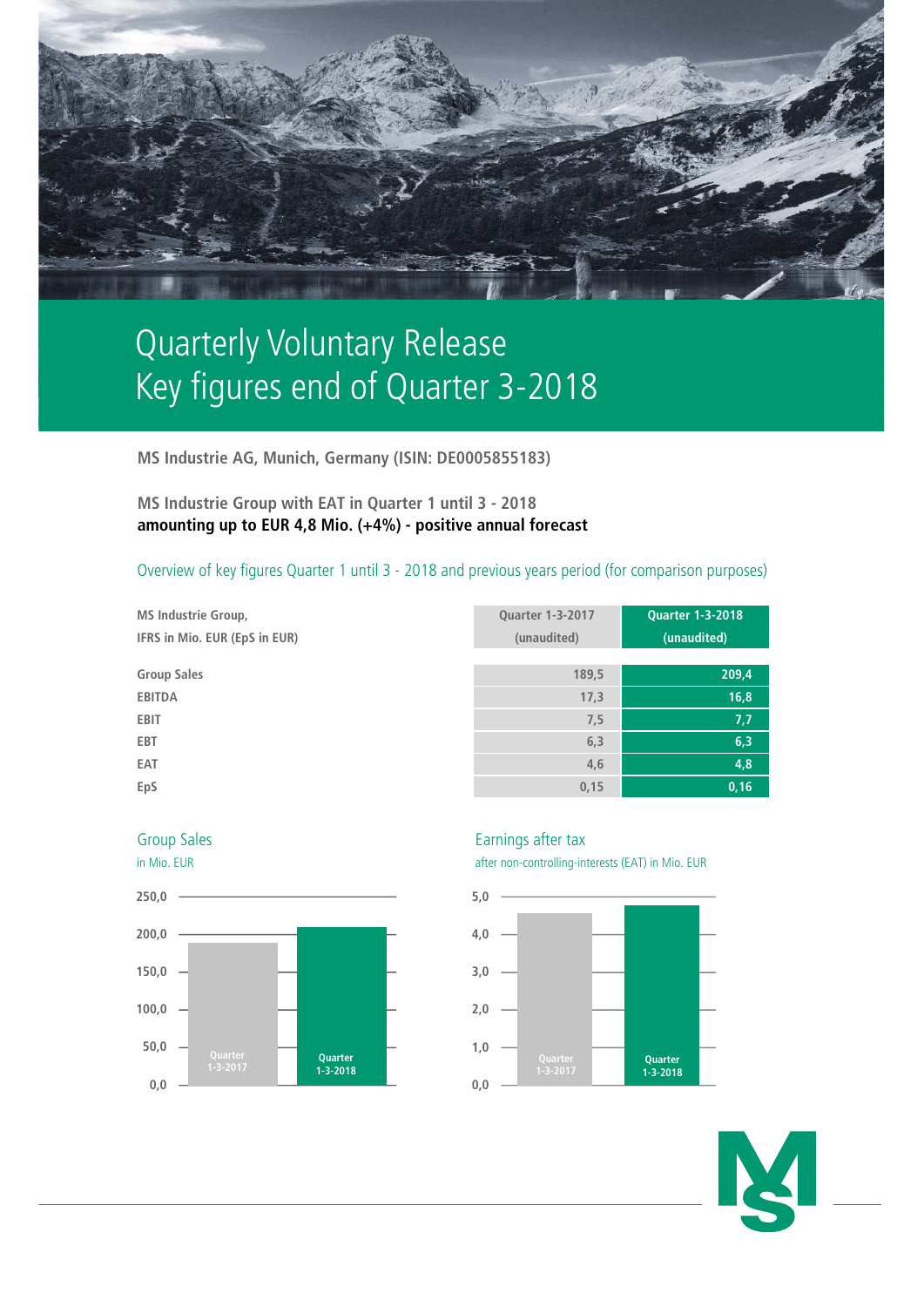# Quarterly Voluntary Release
# Key figures end of Quarter 3-2018

**MS Industrie AG, Munich, Germany (ISIN: DE0005855183)**

**MS Industrie Group with EAT in Quarter 1 until 3 - 2018**
**amounting up to EUR 4,8 Mio. (+4%) - positive annual forecast**

Overview of key figures Quarter 1 until 3 - 2018 and previous years period (for comparison purposes)

| MS Industrie Group, IFRS in Mio. EUR (EpS in EUR) | Quarter 1-3-2017 (unaudited) | Quarter 1-3-2018 (unaudited) |
|---|---|---|
| Group Sales | 189,5 | 209,4 |
| EBITDA | 17,3 | 16,8 |
| EBIT | 7,5 | 7,7 |
| EBT | 6,3 | 6,3 |
| EAT | 4,6 | 4,8 |
| EpS | 0,15 | 0,16 |

Group Sales
in Mio. EUR

Earnings after tax
after non-controlling-interests (EAT) in Mio. EUR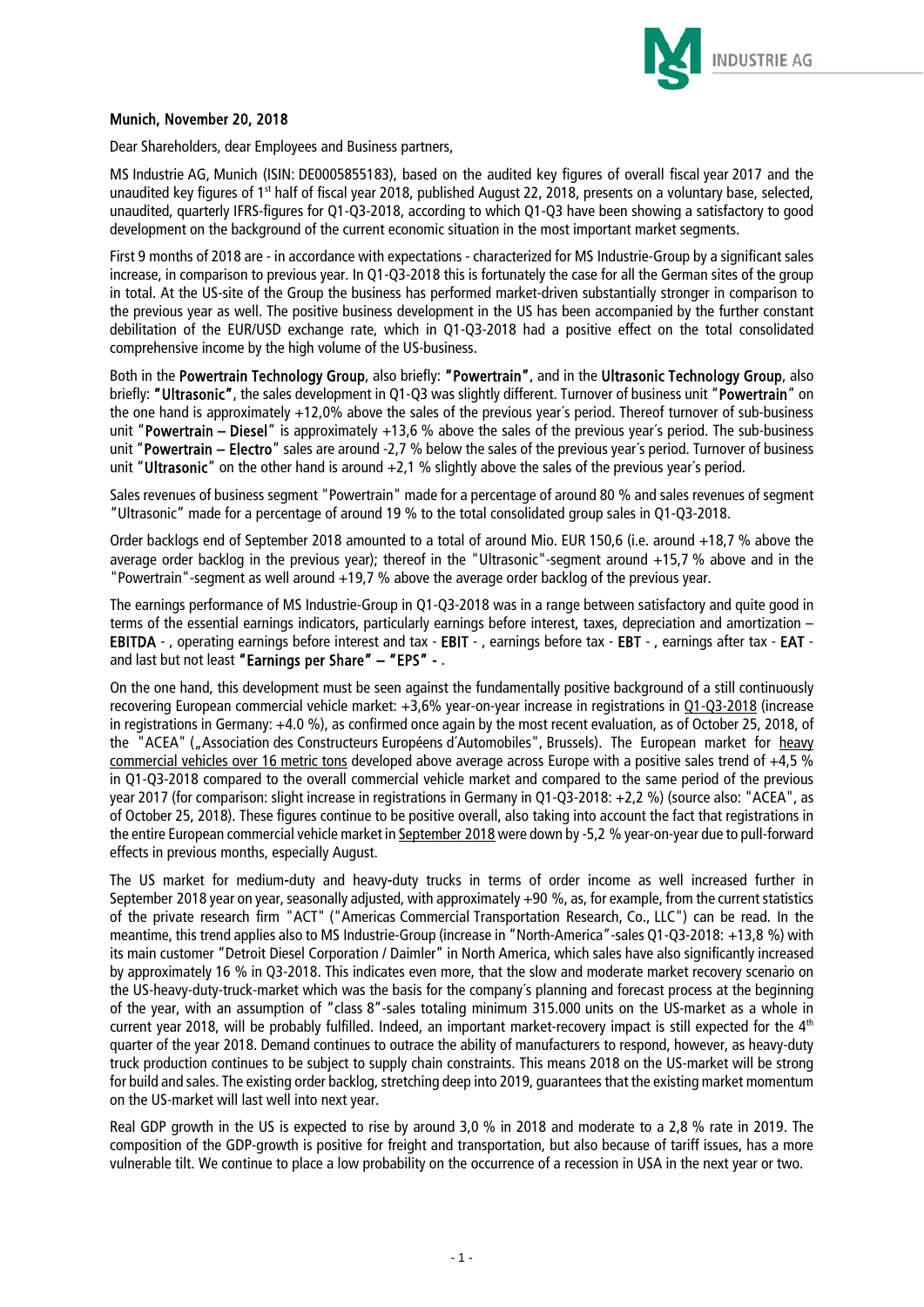**Munich, November 20, 2018**

Dear Shareholders, dear Employees and Business partners,

MS Industrie AG, Munich (ISIN: DE0005855183), based on the audited key figures of overall fiscal year 2017 and the unaudited key figures of 1st half of fiscal year 2018, published August 22, 2018, presents on a voluntary base, selected, unaudited, quarterly IFRS-figures for Q1-Q3-2018, according to which Q1-Q3 have been showing a satisfactory to good development on the background of the current economic situation in the most important market segments.

First 9 months of 2018 are - in accordance with expectations - characterized for MS Industrie-Group by a significant sales increase, in comparison to previous year. In Q1-Q3-2018 this is fortunately the case for all the German sites of the group in total. At the US-site of the Group the business has performed market-driven substantially stronger in comparison to the previous year as well. The positive business development in the US has been accompanied by the further constant debilitation of the EUR/USD exchange rate, which in Q1-Q3-2018 had a positive effect on the total consolidated comprehensive income by the high volume of the US-business.

Both in the **Powertrain Technology Group**, also briefly: **"Powertrain"**, and in the **Ultrasonic Technology Group**, also briefly: **"Ultrasonic"**, the sales development in Q1-Q3 was slightly different. Turnover of business unit "**Powertrain**" on the one hand is approximately +12,0% above the sales of the previous year´s period. Thereof turnover of sub-business unit "**Powertrain – Diesel**" is approximately +13,6 % above the sales of the previous year´s period. The sub-business unit "**Powertrain – Electro**" sales are around -2,7 % below the sales of the previous year´s period. Turnover of business unit "**Ultrasonic**" on the other hand is around +2,1 % slightly above the sales of the previous year´s period.

Sales revenues of business segment "Powertrain" made for a percentage of around 80 % and sales revenues of segment "Ultrasonic" made for a percentage of around 19 % to the total consolidated group sales in Q1-Q3-2018.

Order backlogs end of September 2018 amounted to a total of around Mio. EUR 150,6 (i.e. around +18,7 % above the average order backlog in the previous year); thereof in the "Ultrasonic"-segment around +15,7 % above and in the "Powertrain"-segment as well around +19,7 % above the average order backlog of the previous year.

The earnings performance of MS Industrie-Group in Q1-Q3-2018 was in a range between satisfactory and quite good in terms of the essential earnings indicators, particularly earnings before interest, taxes, depreciation and amortization – **EBITDA** - , operating earnings before interest and tax - **EBIT** - , earnings before tax - **EBT** - , earnings after tax - **EAT** - and last but not least **"Earnings per Share" – "EPS" -** .

On the one hand, this development must be seen against the fundamentally positive background of a still continuously recovering European commercial vehicle market: +3,6% year-on-year increase in registrations in Q1-Q3-2018 (increase in registrations in Germany: +4.0 %), as confirmed once again by the most recent evaluation, as of October 25, 2018, of the "ACEA" („Association des Constructeurs Européens d´Automobiles", Brussels). The European market for heavy commercial vehicles over 16 metric tons developed above average across Europe with a positive sales trend of +4,5 % in Q1-Q3-2018 compared to the overall commercial vehicle market and compared to the same period of the previous year 2017 (for comparison: slight increase in registrations in Germany in Q1-Q3-2018: +2,2 %) (source also: "ACEA", as of October 25, 2018). These figures continue to be positive overall, also taking into account the fact that registrations in the entire European commercial vehicle market in September 2018 were down by -5,2 % year-on-year due to pull-forward effects in previous months, especially August.

The US market for medium-duty and heavy-duty trucks in terms of order income as well increased further in September 2018 year on year, seasonally adjusted, with approximately +90 %, as, for example, from the current statistics of the private research firm "ACT" ("Americas Commercial Transportation Research, Co., LLC") can be read. In the meantime, this trend applies also to MS Industrie-Group (increase in "North-America"-sales Q1-Q3-2018: +13,8 %) with its main customer "Detroit Diesel Corporation / Daimler" in North America, which sales have also significantly increased by approximately 16 % in Q3-2018. This indicates even more, that the slow and moderate market recovery scenario on the US-heavy-duty-truck-market which was the basis for the company´s planning and forecast process at the beginning of the year, with an assumption of "class 8"-sales totaling minimum 315.000 units on the US-market as a whole in current year 2018, will be probably fulfilled. Indeed, an important market-recovery impact is still expected for the 4th quarter of the year 2018. Demand continues to outrace the ability of manufacturers to respond, however, as heavy-duty truck production continues to be subject to supply chain constraints. This means 2018 on the US-market will be strong for build and sales. The existing order backlog, stretching deep into 2019, guarantees that the existing market momentum on the US-market will last well into next year.

Real GDP growth in the US is expected to rise by around 3,0 % in 2018 and moderate to a 2,8 % rate in 2019. The composition of the GDP-growth is positive for freight and transportation, but also because of tariff issues, has a more vulnerable tilt. We continue to place a low probability on the occurrence of a recession in USA in the next year or two.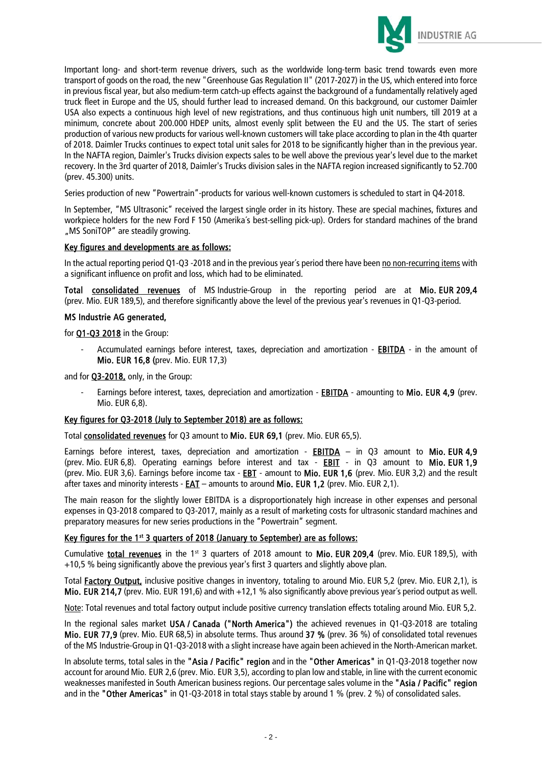Important long- and short-term revenue drivers, such as the worldwide long-term basic trend towards even more transport of goods on the road, the new "Greenhouse Gas Regulation II" (2017-2027) in the US, which entered into force in previous fiscal year, but also medium-term catch-up effects against the background of a fundamentally relatively aged truck fleet in Europe and the US, should further lead to increased demand. On this background, our customer Daimler USA also expects a continuous high level of new registrations, and thus continuous high unit numbers, till 2019 at a minimum, concrete about 200.000 HDEP units, almost evenly split between the EU and the US. The start of series production of various new products for various well-known customers will take place according to plan in the 4th quarter of 2018. Daimler Trucks continues to expect total unit sales for 2018 to be significantly higher than in the previous year. In the NAFTA region, Daimler's Trucks division expects sales to be well above the previous year's level due to the market recovery. In the 3rd quarter of 2018, Daimler's Trucks division sales in the NAFTA region increased significantly to 52.700 (prev. 45.300) units.

Series production of new "Powertrain"-products for various well-known customers is scheduled to start in Q4-2018.

In September, "MS Ultrasonic" received the largest single order in its history. These are special machines, fixtures and workpiece holders for the new Ford F 150 (Amerika´s best-selling pick-up). Orders for standard machines of the brand „MS SoniTOP" are steadily growing.

**Key figures and developments are as follows:**

In the actual reporting period Q1-Q3 -2018 and in the previous year´s period there have been no non-recurring items with a significant influence on profit and loss, which had to be eliminated.

**Total consolidated revenues** of MS Industrie-Group in the reporting period are at **Mio. EUR 209,4** (prev. Mio. EUR 189,5), and therefore significantly above the level of the previous year's revenues in Q1-Q3-period.

**MS Industrie AG generated,**

for **Q1-Q3 2018** in the Group:

- Accumulated earnings before interest, taxes, depreciation and amortization - **EBITDA** - in the amount of **Mio. EUR 16,8 (**prev. Mio. EUR 17,3)

and for **Q3-2018,** only, in the Group:

- Earnings before interest, taxes, depreciation and amortization - **EBITDA** - amounting to **Mio. EUR 4,9** (prev. Mio. EUR 6,8).

**Key figures for Q3-2018 (July to September 2018) are as follows:**

Total **consolidated revenues** for Q3 amount to **Mio. EUR 69,1** (prev. Mio. EUR 65,5).

Earnings before interest, taxes, depreciation and amortization - **EBITDA** – in Q3 amount to **Mio. EUR 4,9** (prev. Mio. EUR 6,8). Operating earnings before interest and tax - **EBIT** - in Q3 amount to **Mio. EUR 1,9** (prev. Mio. EUR 3,6). Earnings before income tax - **EBT** - amount to **Mio. EUR 1,6** (prev. Mio. EUR 3,2) and the result after taxes and minority interests - **EAT** – amounts to around **Mio. EUR 1,2** (prev. Mio. EUR 2,1).

The main reason for the slightly lower EBITDA is a disproportionately high increase in other expenses and personal expenses in Q3-2018 compared to Q3-2017, mainly as a result of marketing costs for ultrasonic standard machines and preparatory measures for new series productions in the "Powertrain" segment.

**Key figures for the 1st 3 quarters of 2018 (January to September) are as follows:**

Cumulative **total revenues** in the 1st 3 quarters of 2018 amount to **Mio. EUR 209,4** (prev. Mio. EUR 189,5), with +10,5 % being significantly above the previous year's first 3 quarters and slightly above plan.

Total **Factory Output,** inclusive positive changes in inventory, totaling to around Mio. EUR 5,2 (prev. Mio. EUR 2,1), is **Mio. EUR 214,7** (prev. Mio. EUR 191,6) and with +12,1 % also significantly above previous year´s period output as well.

Note: Total revenues and total factory output include positive currency translation effects totaling around Mio. EUR 5,2.

In the regional sales market **USA / Canada ("North America")** the achieved revenues in Q1-Q3-2018 are totaling **Mio. EUR 77,9** (prev. Mio. EUR 68,5) in absolute terms. Thus around **37 %** (prev. 36 %) of consolidated total revenues of the MS Industrie-Group in Q1-Q3-2018 with a slight increase have again been achieved in the North-American market.

In absolute terms, total sales in the **"Asia / Pacific" region** and in the **"Other Americas"** in Q1-Q3-2018 together now account for around Mio. EUR 2,6 (prev. Mio. EUR 3,5), according to plan low and stable, in line with the current economic weaknesses manifested in South American business regions. Our percentage sales volume in the **"Asia / Pacific" region** and in the **"Other Americas"** in Q1-Q3-2018 in total stays stable by around 1 % (prev. 2 %) of consolidated sales.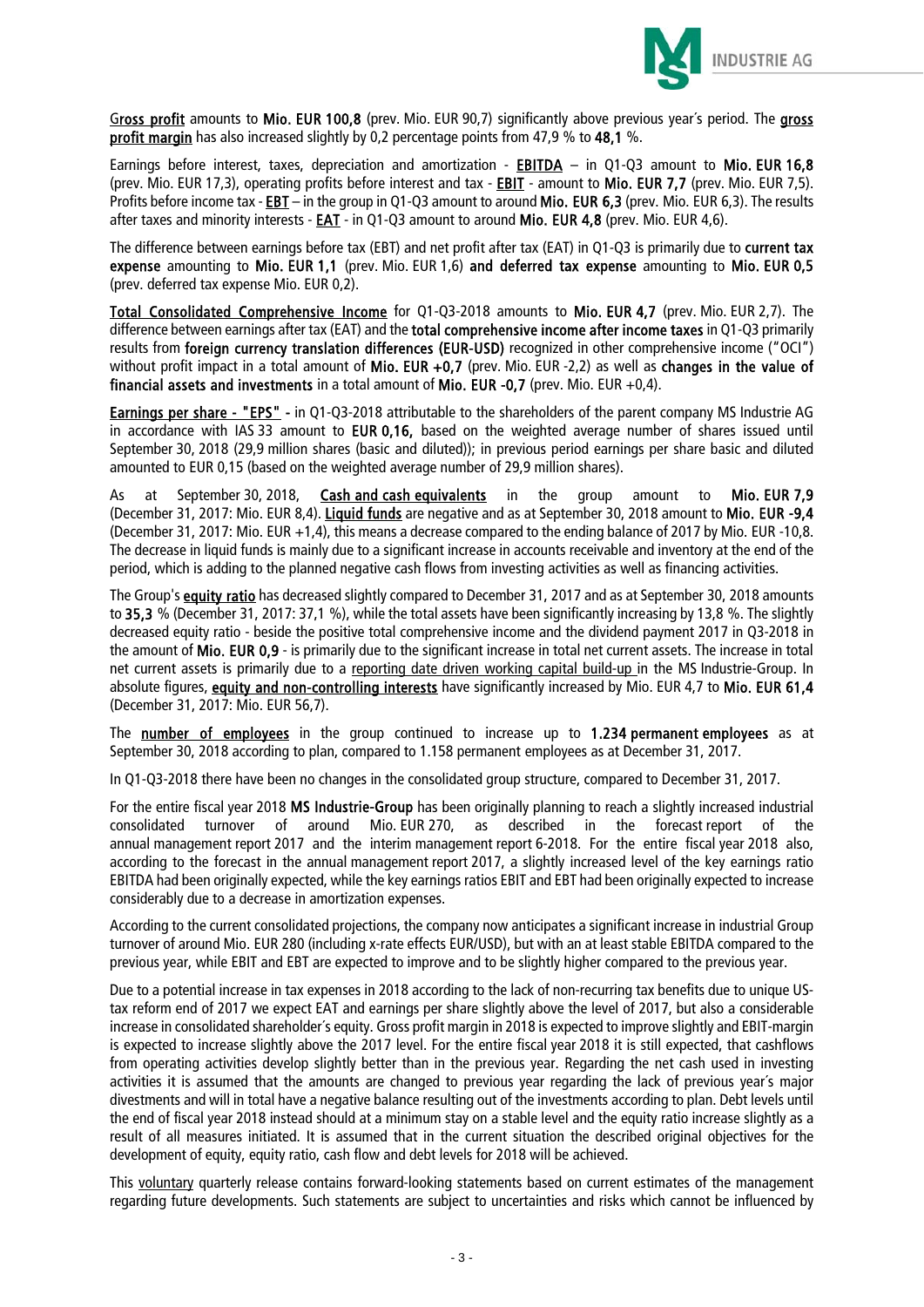Gross profit amounts to **Mio. EUR 100,8** (prev. Mio. EUR 90,7) significantly above previous year´s period. The **gross profit margin** has also increased slightly by 0,2 percentage points from 47,9 % to **48,1** %.

Earnings before interest, taxes, depreciation and amortization - **EBITDA** – in Q1-Q3 amount to **Mio. EUR 16,8** (prev. Mio. EUR 17,3), operating profits before interest and tax - **EBIT** - amount to **Mio. EUR 7,7** (prev. Mio. EUR 7,5). Profits before income tax - **EBT** – in the group in Q1-Q3 amount to around **Mio. EUR 6,3** (prev. Mio. EUR 6,3). The results after taxes and minority interests - **EAT** - in Q1-Q3 amount to around **Mio. EUR 4,8** (prev. Mio. EUR 4,6).

The difference between earnings before tax (EBT) and net profit after tax (EAT) in Q1-Q3 is primarily due to **current tax expense** amounting to **Mio. EUR 1,1** (prev. Mio. EUR 1,6) **and deferred tax expense** amounting to **Mio. EUR 0,5** (prev. deferred tax expense Mio. EUR 0,2).

**Total Consolidated Comprehensive Income** for Q1-Q3-2018 amounts to **Mio. EUR 4,7** (prev. Mio. EUR 2,7). The difference between earnings after tax (EAT) and the **total comprehensive income after income taxes** in Q1-Q3 primarily results from **foreign currency translation differences (EUR-USD)** recognized in other comprehensive income ("OCI") without profit impact in a total amount of **Mio. EUR +0,7** (prev. Mio. EUR -2,2) as well as **changes in the value of financial assets and investments** in a total amount of **Mio. EUR -0,7** (prev. Mio. EUR +0,4).

**Earnings per share - "EPS" -** in Q1-Q3-2018 attributable to the shareholders of the parent company MS Industrie AG in accordance with IAS 33 amount to **EUR 0,16,** based on the weighted average number of shares issued until September 30, 2018 (29,9 million shares (basic and diluted)); in previous period earnings per share basic and diluted amounted to EUR 0,15 (based on the weighted average number of 29,9 million shares).

As at September 30, 2018, **Cash and cash equivalents** in the group amount to **Mio. EUR 7,9** (December 31, 2017: Mio. EUR 8,4). **Liquid funds** are negative and as at September 30, 2018 amount to **Mio. EUR -9,4** (December 31, 2017: Mio. EUR +1,4), this means a decrease compared to the ending balance of 2017 by Mio. EUR -10,8. The decrease in liquid funds is mainly due to a significant increase in accounts receivable and inventory at the end of the period, which is adding to the planned negative cash flows from investing activities as well as financing activities.

The Group's **equity ratio** has decreased slightly compared to December 31, 2017 and as at September 30, 2018 amounts to **35,3** % (December 31, 2017: 37,1 %), while the total assets have been significantly increasing by 13,8 %. The slightly decreased equity ratio - beside the positive total comprehensive income and the dividend payment 2017 in Q3-2018 in the amount of **Mio. EUR 0,9** - is primarily due to the significant increase in total net current assets. The increase in total net current assets is primarily due to a reporting date driven working capital build-up in the MS Industrie-Group. In absolute figures, **equity and non-controlling interests** have significantly increased by Mio. EUR 4,7 to **Mio. EUR 61,4** (December 31, 2017: Mio. EUR 56,7).

The **number of employees** in the group continued to increase up to **1.234 permanent employees** as at September 30, 2018 according to plan, compared to 1.158 permanent employees as at December 31, 2017.

In Q1-Q3-2018 there have been no changes in the consolidated group structure, compared to December 31, 2017.

For the entire fiscal year 2018 **MS Industrie-Group** has been originally planning to reach a slightly increased industrial consolidated turnover of around Mio. EUR 270, as described in the forecast report of the annual management report 2017 and the interim management report 6-2018. For the entire fiscal year 2018 also, according to the forecast in the annual management report 2017, a slightly increased level of the key earnings ratio EBITDA had been originally expected, while the key earnings ratios EBIT and EBT had been originally expected to increase considerably due to a decrease in amortization expenses.

According to the current consolidated projections, the company now anticipates a significant increase in industrial Group turnover of around Mio. EUR 280 (including x-rate effects EUR/USD), but with an at least stable EBITDA compared to the previous year, while EBIT and EBT are expected to improve and to be slightly higher compared to the previous year.

Due to a potential increase in tax expenses in 2018 according to the lack of non-recurring tax benefits due to unique US-tax reform end of 2017 we expect EAT and earnings per share slightly above the level of 2017, but also a considerable increase in consolidated shareholder´s equity. Gross profit margin in 2018 is expected to improve slightly and EBIT-margin is expected to increase slightly above the 2017 level. For the entire fiscal year 2018 it is still expected, that cashflows from operating activities develop slightly better than in the previous year. Regarding the net cash used in investing activities it is assumed that the amounts are changed to previous year regarding the lack of previous year´s major divestments and will in total have a negative balance resulting out of the investments according to plan. Debt levels until the end of fiscal year 2018 instead should at a minimum stay on a stable level and the equity ratio increase slightly as a result of all measures initiated. It is assumed that in the current situation the described original objectives for the development of equity, equity ratio, cash flow and debt levels for 2018 will be achieved.

This voluntary quarterly release contains forward-looking statements based on current estimates of the management regarding future developments. Such statements are subject to uncertainties and risks which cannot be influenced by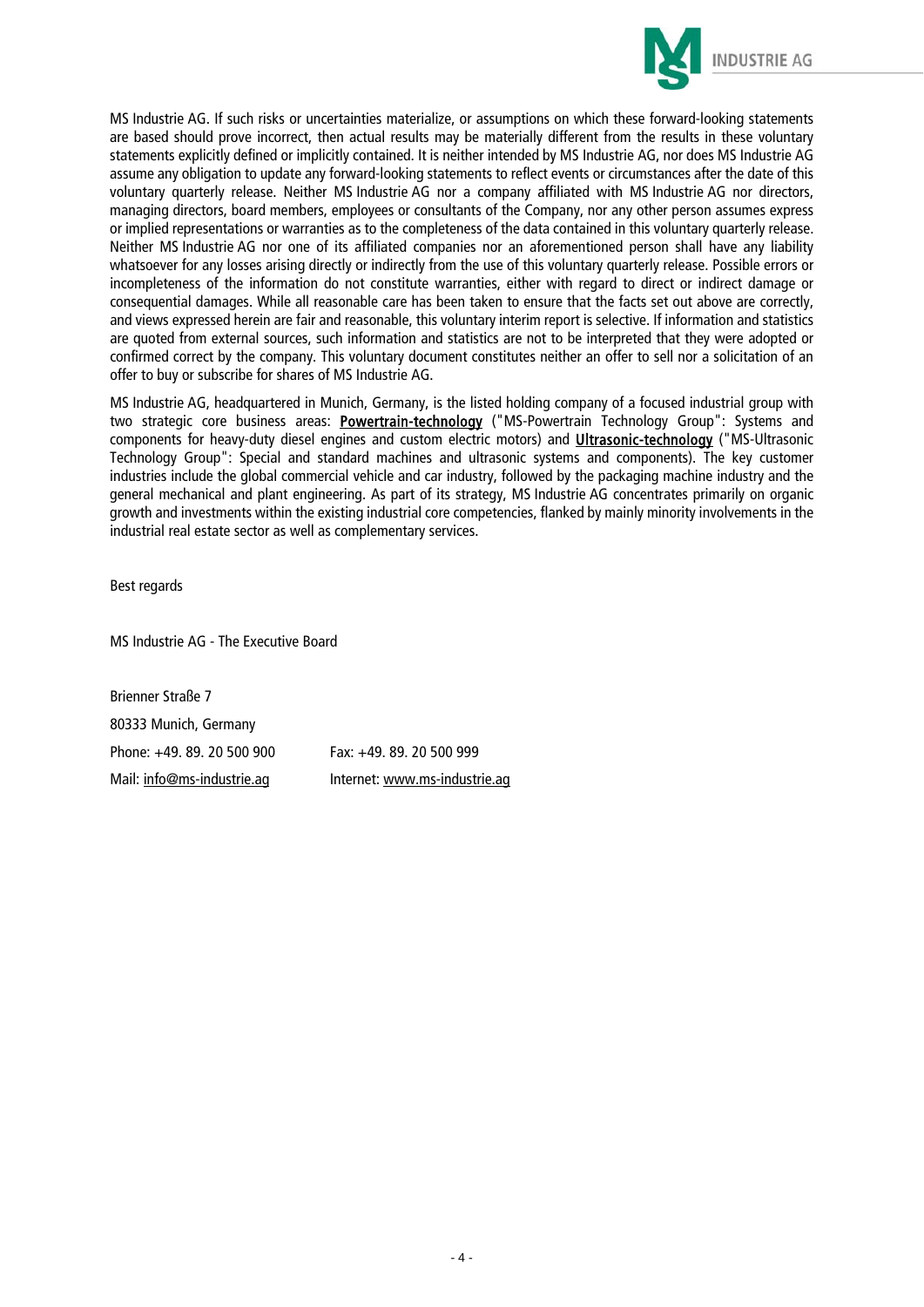MS Industrie AG. If such risks or uncertainties materialize, or assumptions on which these forward-looking statements are based should prove incorrect, then actual results may be materially different from the results in these voluntary statements explicitly defined or implicitly contained. It is neither intended by MS Industrie AG, nor does MS Industrie AG assume any obligation to update any forward-looking statements to reflect events or circumstances after the date of this voluntary quarterly release. Neither MS Industrie AG nor a company affiliated with MS Industrie AG nor directors, managing directors, board members, employees or consultants of the Company, nor any other person assumes express or implied representations or warranties as to the completeness of the data contained in this voluntary quarterly release. Neither MS Industrie AG nor one of its affiliated companies nor an aforementioned person shall have any liability whatsoever for any losses arising directly or indirectly from the use of this voluntary quarterly release. Possible errors or incompleteness of the information do not constitute warranties, either with regard to direct or indirect damage or consequential damages. While all reasonable care has been taken to ensure that the facts set out above are correctly, and views expressed herein are fair and reasonable, this voluntary interim report is selective. If information and statistics are quoted from external sources, such information and statistics are not to be interpreted that they were adopted or confirmed correct by the company. This voluntary document constitutes neither an offer to sell nor a solicitation of an offer to buy or subscribe for shares of MS Industrie AG.

MS Industrie AG, headquartered in Munich, Germany, is the listed holding company of a focused industrial group with two strategic core business areas: **Powertrain-technology** ("MS-Powertrain Technology Group": Systems and components for heavy-duty diesel engines and custom electric motors) and **Ultrasonic-technology** ("MS-Ultrasonic Technology Group": Special and standard machines and ultrasonic systems and components). The key customer industries include the global commercial vehicle and car industry, followed by the packaging machine industry and the general mechanical and plant engineering. As part of its strategy, MS Industrie AG concentrates primarily on organic growth and investments within the existing industrial core competencies, flanked by mainly minority involvements in the industrial real estate sector as well as complementary services.

Best regards

MS Industrie AG - The Executive Board

Brienner Straße 7

80333 Munich, Germany

Phone: +49. 89. 20 500 900 Fax: +49. 89. 20 500 999

Mail: info@ms-industrie.ag Internet: www.ms-industrie.ag